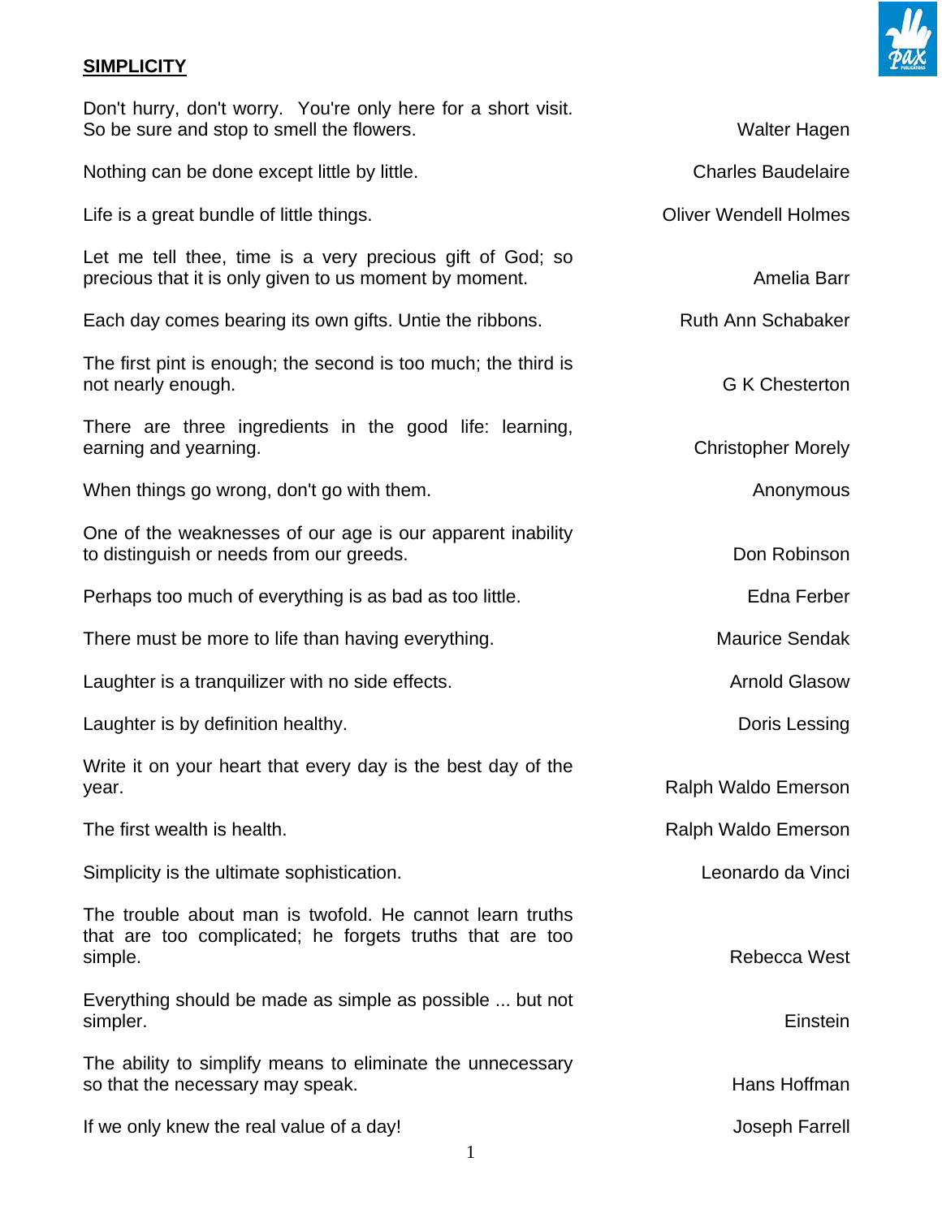## SIMPLICITY

| Quote | Author |
| --- | --- |
| Don't hurry, don't worry. You're only here for a short visit. So be sure and stop to smell the flowers. | Walter Hagen |
| Nothing can be done except little by little. | Charles Baudelaire |
| Life is a great bundle of little things. | Oliver Wendell Holmes |
| Let me tell thee, time is a very precious gift of God; so precious that it is only given to us moment by moment. | Amelia Barr |
| Each day comes bearing its own gifts. Untie the ribbons. | Ruth Ann Schabaker |
| The first pint is enough; the second is too much; the third is not nearly enough. | G K Chesterton |
| There are three ingredients in the good life: learning, earning and yearning. | Christopher Morely |
| When things go wrong, don't go with them. | Anonymous |
| One of the weaknesses of our age is our apparent inability to distinguish or needs from our greeds. | Don Robinson |
| Perhaps too much of everything is as bad as too little. | Edna Ferber |
| There must be more to life than having everything. | Maurice Sendak |
| Laughter is a tranquilizer with no side effects. | Arnold Glasow |
| Laughter is by definition healthy. | Doris Lessing |
| Write it on your heart that every day is the best day of the year. | Ralph Waldo Emerson |
| The first wealth is health. | Ralph Waldo Emerson |
| Simplicity is the ultimate sophistication. | Leonardo da Vinci |
| The trouble about man is twofold. He cannot learn truths that are too complicated; he forgets truths that are too simple. | Rebecca West |
| Everything should be made as simple as possible ... but not simpler. | Einstein |
| The ability to simplify means to eliminate the unnecessary so that the necessary may speak. | Hans Hoffman |
| If we only knew the real value of a day! | Joseph Farrell |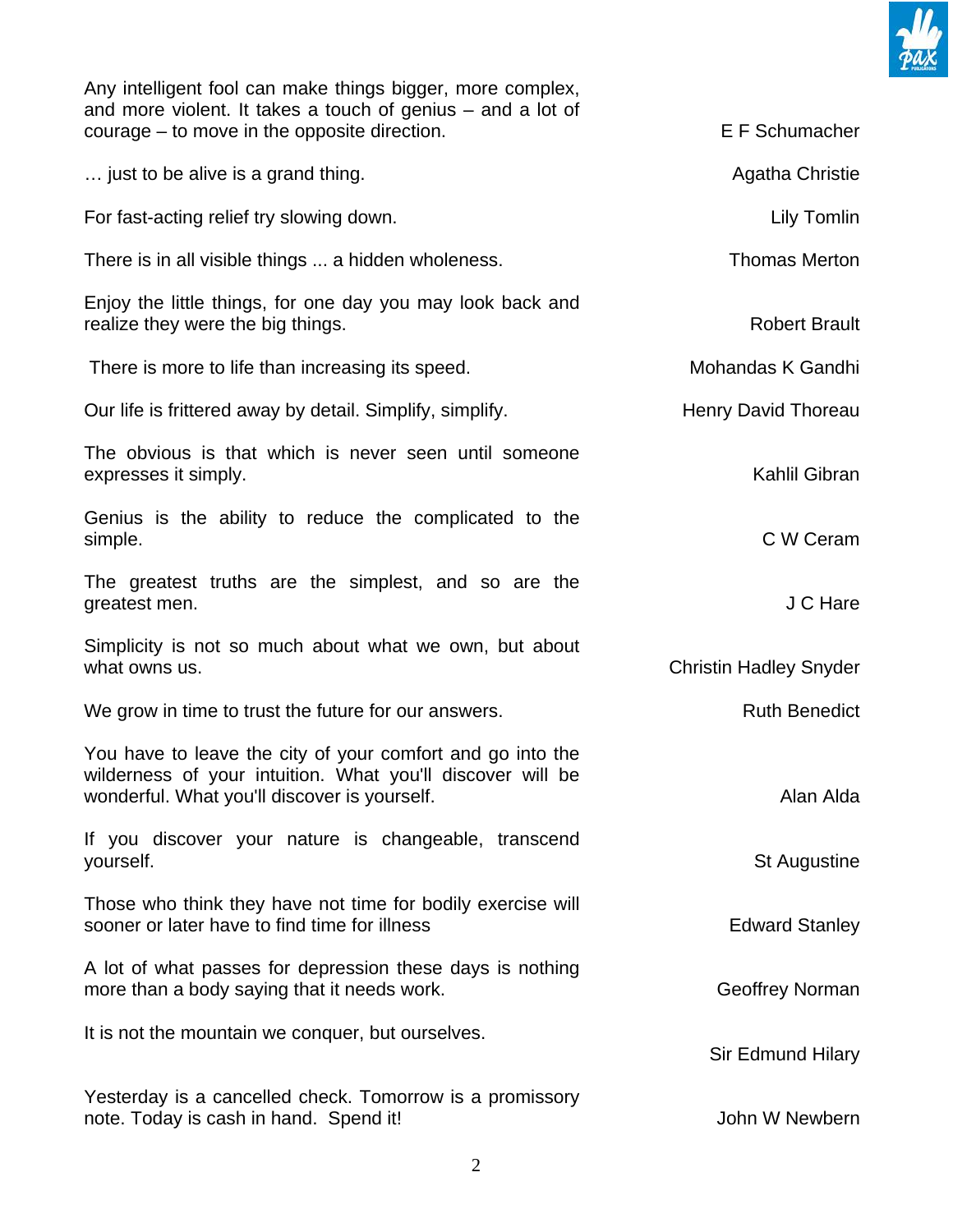Any intelligent fool can make things bigger, more complex, and more violent. It takes a touch of genius – and a lot of courage – to move in the opposite direction.
E F Schumacher

… just to be alive is a grand thing.
Agatha Christie

For fast-acting relief try slowing down.
Lily Tomlin

There is in all visible things ... a hidden wholeness.
Thomas Merton

Enjoy the little things, for one day you may look back and realize they were the big things.
Robert Brault

There is more to life than increasing its speed.
Mohandas K Gandhi

Our life is frittered away by detail. Simplify, simplify.
Henry David Thoreau

The obvious is that which is never seen until someone expresses it simply.
Kahlil Gibran

Genius is the ability to reduce the complicated to the simple.
C W Ceram

The greatest truths are the simplest, and so are the greatest men.
J C Hare

Simplicity is not so much about what we own, but about what owns us.
Christin Hadley Snyder

We grow in time to trust the future for our answers.
Ruth Benedict

You have to leave the city of your comfort and go into the wilderness of your intuition. What you'll discover will be wonderful. What you'll discover is yourself.
Alan Alda

If you discover your nature is changeable, transcend yourself.
St Augustine

Those who think they have not time for bodily exercise will sooner or later have to find time for illness
Edward Stanley

A lot of what passes for depression these days is nothing more than a body saying that it needs work.
Geoffrey Norman

It is not the mountain we conquer, but ourselves.
Sir Edmund Hilary

Yesterday is a cancelled check. Tomorrow is a promissory note. Today is cash in hand. Spend it!
John W Newbern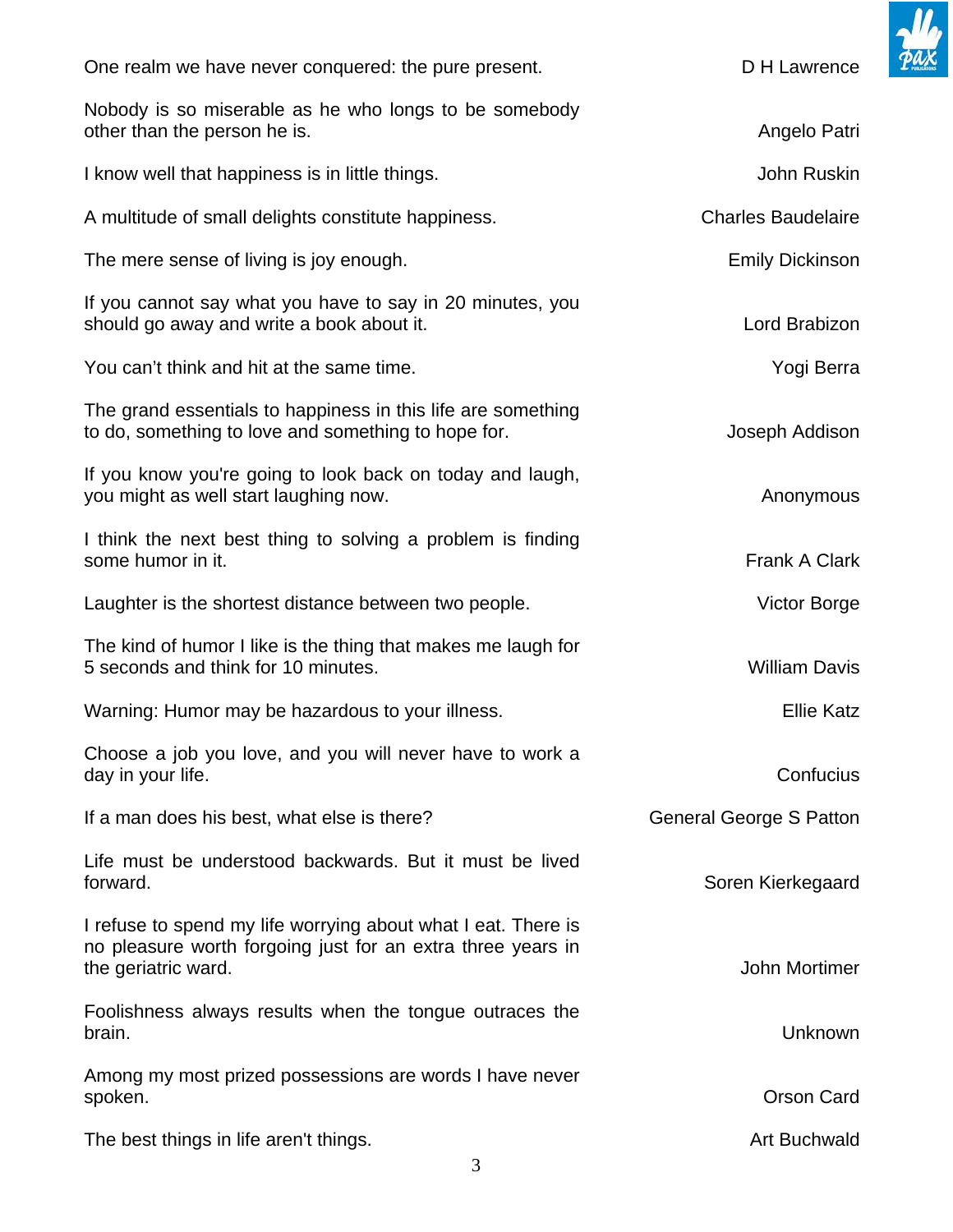One realm we have never conquered: the pure present. — D H Lawrence

Nobody is so miserable as he who longs to be somebody other than the person he is. — Angelo Patri

I know well that happiness is in little things. — John Ruskin

A multitude of small delights constitute happiness. — Charles Baudelaire

The mere sense of living is joy enough. — Emily Dickinson

If you cannot say what you have to say in 20 minutes, you should go away and write a book about it. — Lord Brabizon

You can't think and hit at the same time. — Yogi Berra

The grand essentials to happiness in this life are something to do, something to love and something to hope for. — Joseph Addison

If you know you're going to look back on today and laugh, you might as well start laughing now. — Anonymous

I think the next best thing to solving a problem is finding some humor in it. — Frank A Clark

Laughter is the shortest distance between two people. — Victor Borge

The kind of humor I like is the thing that makes me laugh for 5 seconds and think for 10 minutes. — William Davis

Warning: Humor may be hazardous to your illness. — Ellie Katz

Choose a job you love, and you will never have to work a day in your life. — Confucius

If a man does his best, what else is there? — General George S Patton

Life must be understood backwards. But it must be lived forward. — Soren Kierkegaard

I refuse to spend my life worrying about what I eat. There is no pleasure worth forgoing just for an extra three years in the geriatric ward. — John Mortimer

Foolishness always results when the tongue outraces the brain. — Unknown

Among my most prized possessions are words I have never spoken. — Orson Card

The best things in life aren't things. — Art Buchwald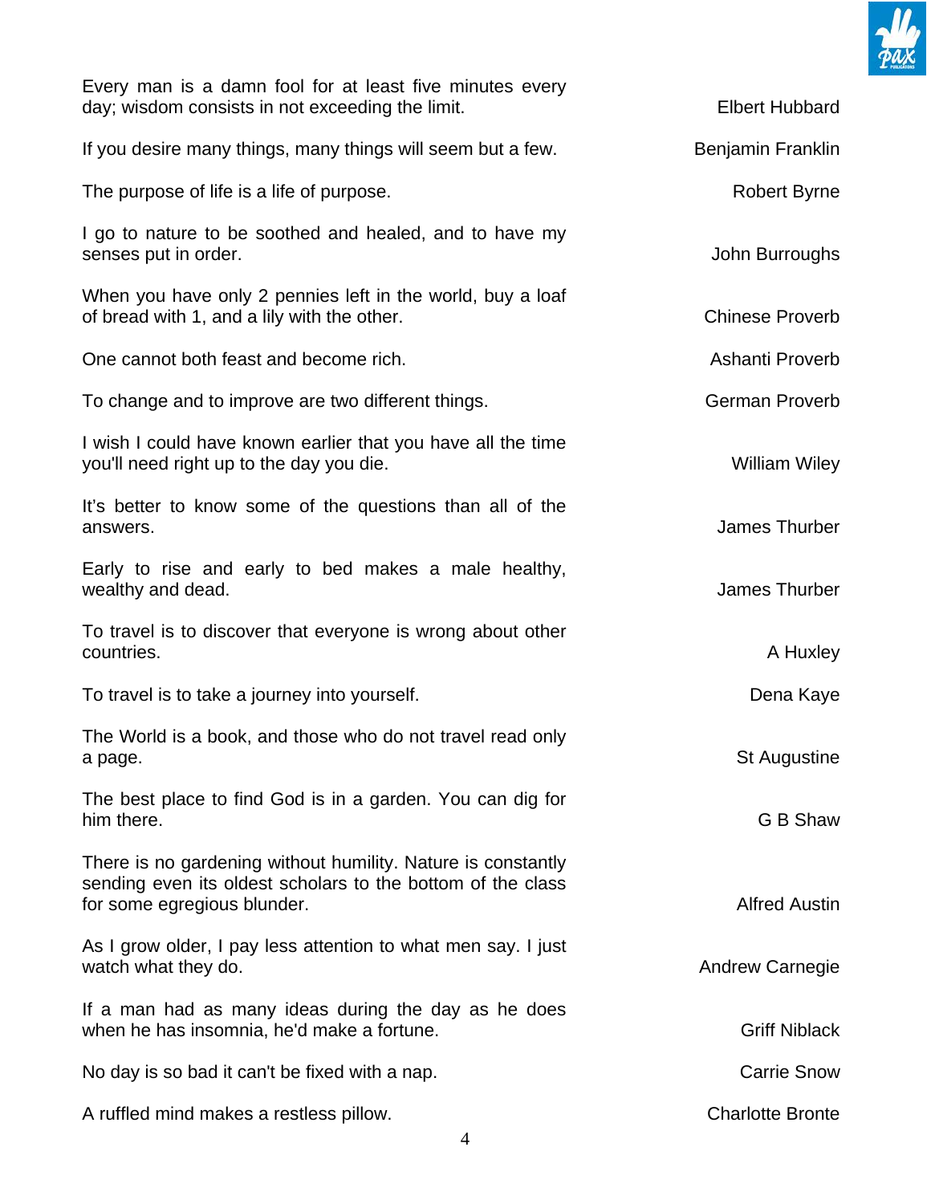| Quote | Author |
|---|---|
| Every man is a damn fool for at least five minutes every day; wisdom consists in not exceeding the limit. | Elbert Hubbard |
| If you desire many things, many things will seem but a few. | Benjamin Franklin |
| The purpose of life is a life of purpose. | Robert Byrne |
| I go to nature to be soothed and healed, and to have my senses put in order. | John Burroughs |
| When you have only 2 pennies left in the world, buy a loaf of bread with 1, and a lily with the other. | Chinese Proverb |
| One cannot both feast and become rich. | Ashanti Proverb |
| To change and to improve are two different things. | German Proverb |
| I wish I could have known earlier that you have all the time you'll need right up to the day you die. | William Wiley |
| It's better to know some of the questions than all of the answers. | James Thurber |
| Early to rise and early to bed makes a male healthy, wealthy and dead. | James Thurber |
| To travel is to discover that everyone is wrong about other countries. | A Huxley |
| To travel is to take a journey into yourself. | Dena Kaye |
| The World is a book, and those who do not travel read only a page. | St Augustine |
| The best place to find God is in a garden. You can dig for him there. | G B Shaw |
| There is no gardening without humility. Nature is constantly sending even its oldest scholars to the bottom of the class for some egregious blunder. | Alfred Austin |
| As I grow older, I pay less attention to what men say. I just watch what they do. | Andrew Carnegie |
| If a man had as many ideas during the day as he does when he has insomnia, he'd make a fortune. | Griff Niblack |
| No day is so bad it can't be fixed with a nap. | Carrie Snow |
| A ruffled mind makes a restless pillow. | Charlotte Bronte |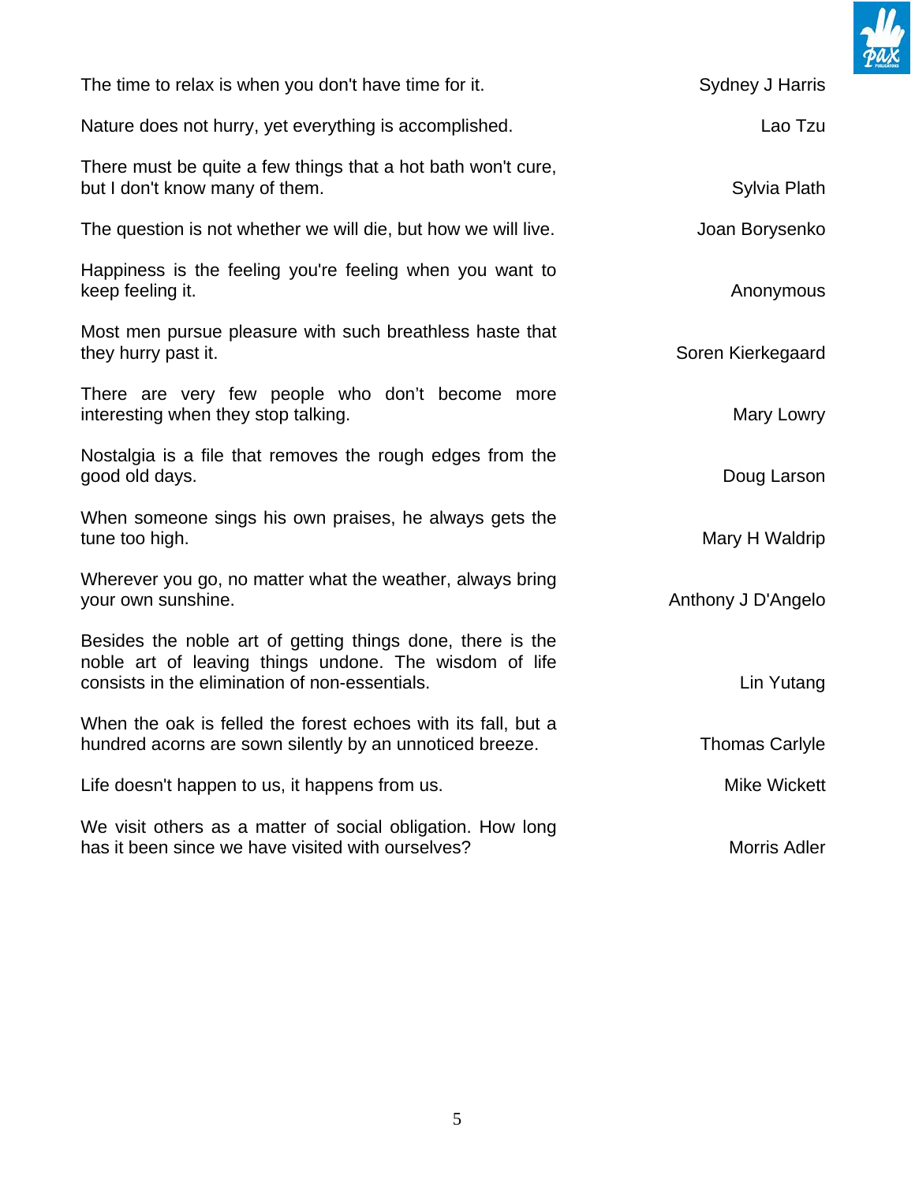The time to relax is when you don't have time for it. — Sydney J Harris

Nature does not hurry, yet everything is accomplished. — Lao Tzu

There must be quite a few things that a hot bath won't cure, but I don't know many of them. — Sylvia Plath

The question is not whether we will die, but how we will live. — Joan Borysenko

Happiness is the feeling you're feeling when you want to keep feeling it. — Anonymous

Most men pursue pleasure with such breathless haste that they hurry past it. — Soren Kierkegaard

There are very few people who don't become more interesting when they stop talking. — Mary Lowry

Nostalgia is a file that removes the rough edges from the good old days. — Doug Larson

When someone sings his own praises, he always gets the tune too high. — Mary H Waldrip

Wherever you go, no matter what the weather, always bring your own sunshine. — Anthony J D'Angelo

Besides the noble art of getting things done, there is the noble art of leaving things undone. The wisdom of life consists in the elimination of non-essentials. — Lin Yutang

When the oak is felled the forest echoes with its fall, but a hundred acorns are sown silently by an unnoticed breeze. — Thomas Carlyle

Life doesn't happen to us, it happens from us. — Mike Wickett

We visit others as a matter of social obligation. How long has it been since we have visited with ourselves? — Morris Adler